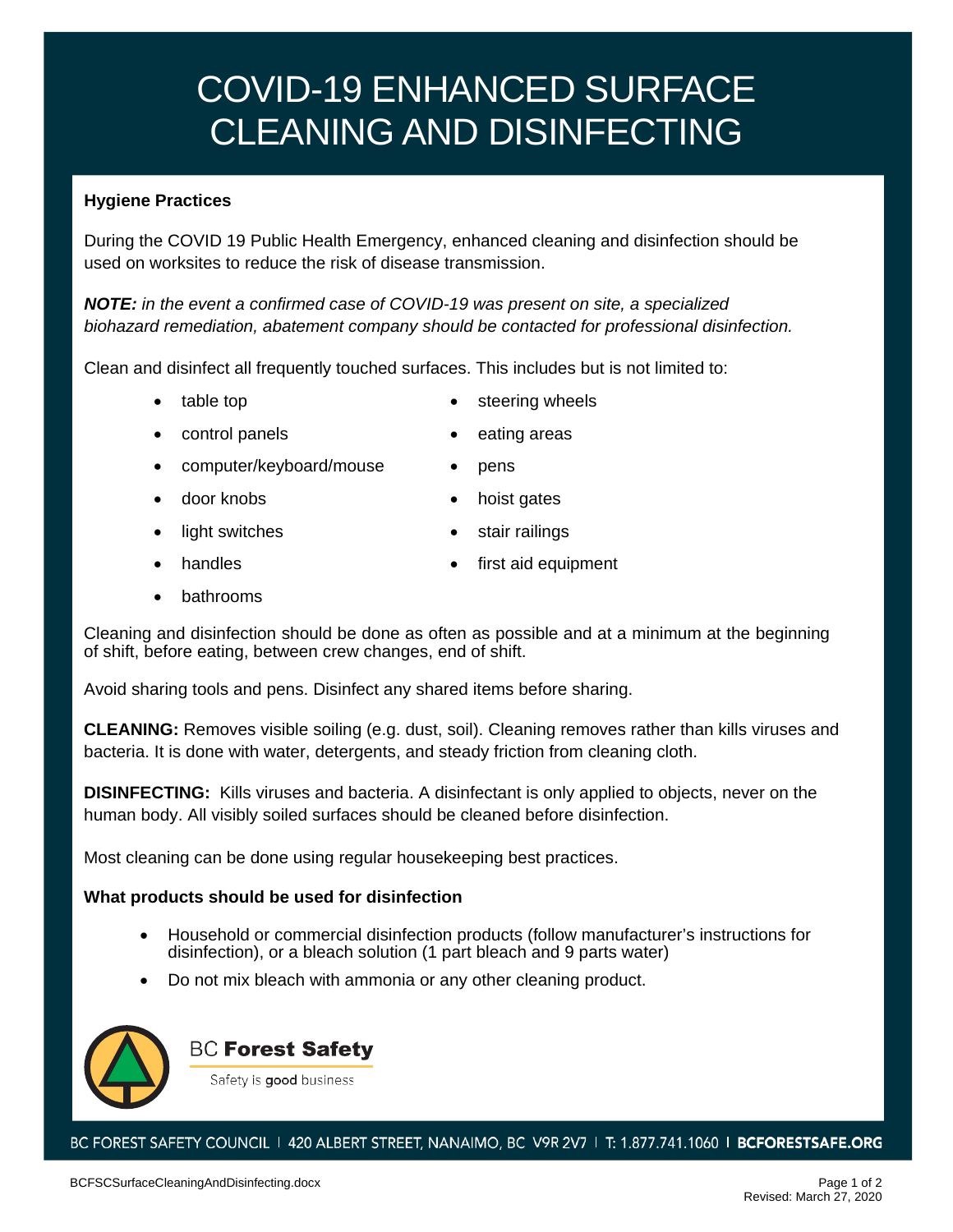# COVID-19 ENHANCED SURFACE CLEANING AND DISINFECTING

**Hygiene Practices**

During the COVID 19 Public Health Emergency, enhanced cleaning and disinfection should be used on worksites to reduce the risk of disease transmission.

***NOTE:*** *in the event a confirmed case of COVID-19 was present on site, a specialized biohazard remediation, abatement company should be contacted for professional disinfection.*

Clean and disinfect all frequently touched surfaces. This includes but is not limited to:

- table top
- control panels
- computer/keyboard/mouse
- door knobs
- light switches
- handles
- bathrooms
- steering wheels
- eating areas
- pens
- hoist gates
- stair railings
- first aid equipment

Cleaning and disinfection should be done as often as possible and at a minimum at the beginning of shift, before eating, between crew changes, end of shift.

Avoid sharing tools and pens. Disinfect any shared items before sharing.

**CLEANING:** Removes visible soiling (e.g. dust, soil). Cleaning removes rather than kills viruses and bacteria. It is done with water, detergents, and steady friction from cleaning cloth.

**DISINFECTING:** Kills viruses and bacteria. A disinfectant is only applied to objects, never on the human body. All visibly soiled surfaces should be cleaned before disinfection.

Most cleaning can be done using regular housekeeping best practices.

**What products should be used for disinfection**

- Household or commercial disinfection products (follow manufacturer's instructions for disinfection), or a bleach solution (1 part bleach and 9 parts water)
- Do not mix bleach with ammonia or any other cleaning product.

BC **Forest Safety**

Safety is **good** business

BC FOREST SAFETY COUNCIL | 420 ALBERT STREET, NANAIMO, BC V9R 2V7 | T: 1.877.741.1060 | **BCFORESTSAFE.ORG**

BCFSCSurfaceCleaningAndDisinfecting.docx

Revised: March 27, 2020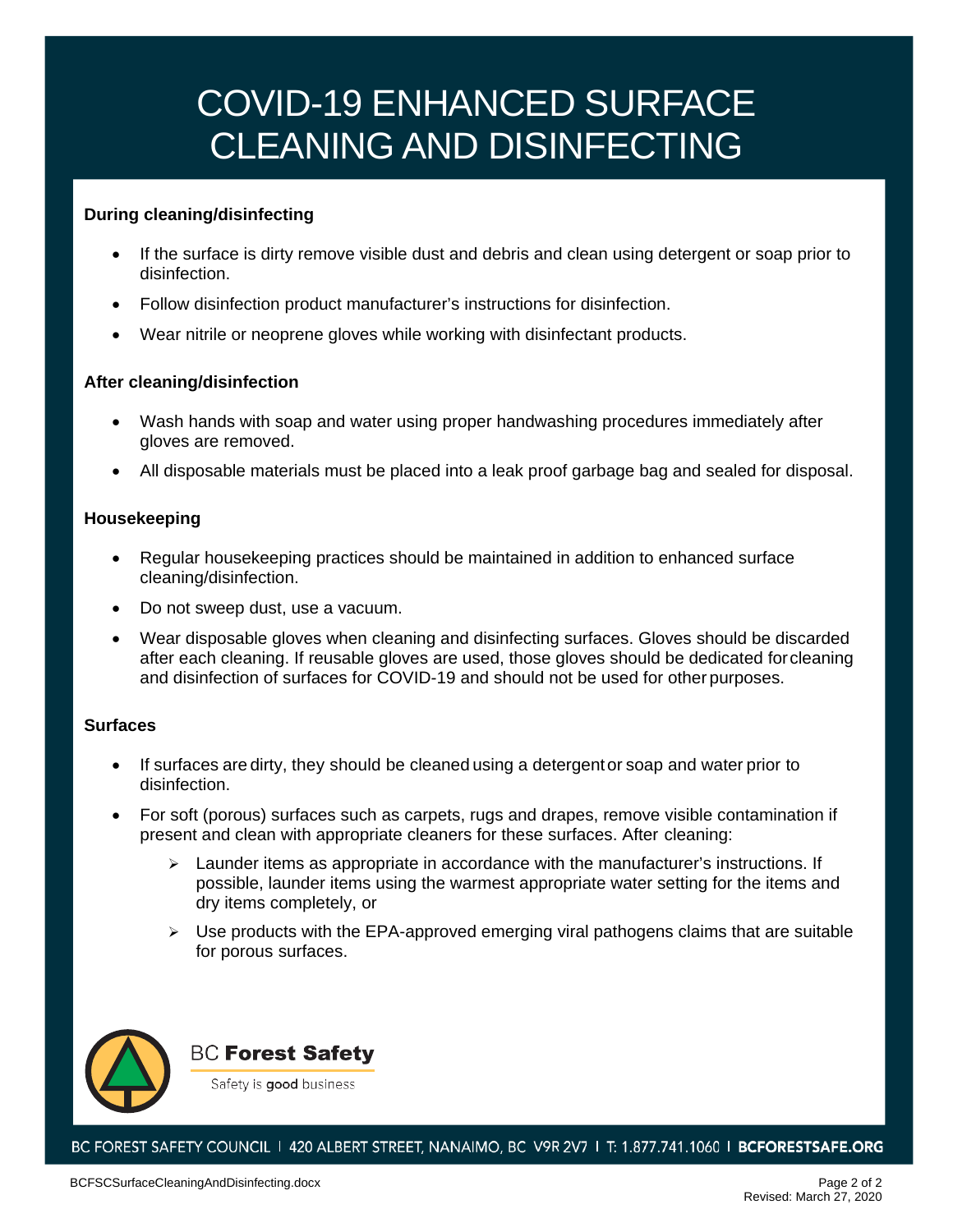# COVID-19 ENHANCED SURFACE CLEANING AND DISINFECTING

**During cleaning/disinfecting**

- If the surface is dirty remove visible dust and debris and clean using detergent or soap prior to disinfection.
- Follow disinfection product manufacturer's instructions for disinfection.
- Wear nitrile or neoprene gloves while working with disinfectant products.

**After cleaning/disinfection**

- Wash hands with soap and water using proper handwashing procedures immediately after gloves are removed.
- All disposable materials must be placed into a leak proof garbage bag and sealed for disposal.

**Housekeeping**

- Regular housekeeping practices should be maintained in addition to enhanced surface cleaning/disinfection.
- Do not sweep dust, use a vacuum.
- Wear disposable gloves when cleaning and disinfecting surfaces. Gloves should be discarded after each cleaning. If reusable gloves are used, those gloves should be dedicated for cleaning and disinfection of surfaces for COVID-19 and should not be used for other purposes.

**Surfaces**

- If surfaces are dirty, they should be cleaned using a detergent or soap and water prior to disinfection.
- For soft (porous) surfaces such as carpets, rugs and drapes, remove visible contamination if present and clean with appropriate cleaners for these surfaces. After cleaning:
  - Launder items as appropriate in accordance with the manufacturer's instructions. If possible, launder items using the warmest appropriate water setting for the items and dry items completely, or
  - Use products with the EPA-approved emerging viral pathogens claims that are suitable for porous surfaces.

BC **Forest Safety**

Safety is **good** business

BC FOREST SAFETY COUNCIL | 420 ALBERT STREET, NANAIMO, BC V9R 2V7 | T: 1.877.741.1060 | **BCFORESTSAFE.ORG**

BCFSCSurfaceCleaningAndDisinfecting.docx

Revised: March 27, 2020